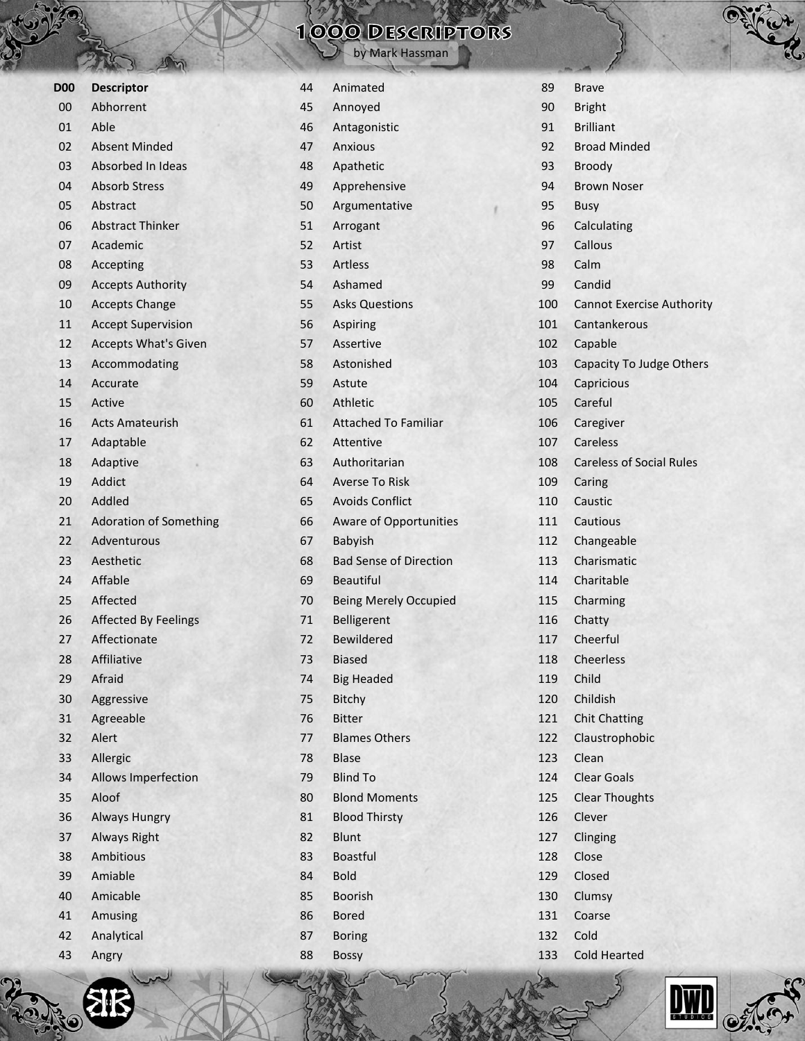# 1000 Descriptors

by Mark Hassman

| D00 | Descriptor |
|---|---|
| 00 | Abhorrent |
| 01 | Able |
| 02 | Absent Minded |
| 03 | Absorbed In Ideas |
| 04 | Absorb Stress |
| 05 | Abstract |
| 06 | Abstract Thinker |
| 07 | Academic |
| 08 | Accepting |
| 09 | Accepts Authority |
| 10 | Accepts Change |
| 11 | Accept Supervision |
| 12 | Accepts What's Given |
| 13 | Accommodating |
| 14 | Accurate |
| 15 | Active |
| 16 | Acts Amateurish |
| 17 | Adaptable |
| 18 | Adaptive |
| 19 | Addict |
| 20 | Addled |
| 21 | Adoration of Something |
| 22 | Adventurous |
| 23 | Aesthetic |
| 24 | Affable |
| 25 | Affected |
| 26 | Affected By Feelings |
| 27 | Affectionate |
| 28 | Affiliative |
| 29 | Afraid |
| 30 | Aggressive |
| 31 | Agreeable |
| 32 | Alert |
| 33 | Allergic |
| 34 | Allows Imperfection |
| 35 | Aloof |
| 36 | Always Hungry |
| 37 | Always Right |
| 38 | Ambitious |
| 39 | Amiable |
| 40 | Amicable |
| 41 | Amusing |
| 42 | Analytical |
| 43 | Angry |
| 44 | Animated |
| 45 | Annoyed |
| 46 | Antagonistic |
| 47 | Anxious |
| 48 | Apathetic |
| 49 | Apprehensive |
| 50 | Argumentative |
| 51 | Arrogant |
| 52 | Artist |
| 53 | Artless |
| 54 | Ashamed |
| 55 | Asks Questions |
| 56 | Aspiring |
| 57 | Assertive |
| 58 | Astonished |
| 59 | Astute |
| 60 | Athletic |
| 61 | Attached To Familiar |
| 62 | Attentive |
| 63 | Authoritarian |
| 64 | Averse To Risk |
| 65 | Avoids Conflict |
| 66 | Aware of Opportunities |
| 67 | Babyish |
| 68 | Bad Sense of Direction |
| 69 | Beautiful |
| 70 | Being Merely Occupied |
| 71 | Belligerent |
| 72 | Bewildered |
| 73 | Biased |
| 74 | Big Headed |
| 75 | Bitchy |
| 76 | Bitter |
| 77 | Blames Others |
| 78 | Blase |
| 79 | Blind To |
| 80 | Blond Moments |
| 81 | Blood Thirsty |
| 82 | Blunt |
| 83 | Boastful |
| 84 | Bold |
| 85 | Boorish |
| 86 | Bored |
| 87 | Boring |
| 88 | Bossy |
| 89 | Brave |
| 90 | Bright |
| 91 | Brilliant |
| 92 | Broad Minded |
| 93 | Broody |
| 94 | Brown Noser |
| 95 | Busy |
| 96 | Calculating |
| 97 | Callous |
| 98 | Calm |
| 99 | Candid |
| 100 | Cannot Exercise Authority |
| 101 | Cantankerous |
| 102 | Capable |
| 103 | Capacity To Judge Others |
| 104 | Capricious |
| 105 | Careful |
| 106 | Caregiver |
| 107 | Careless |
| 108 | Careless of Social Rules |
| 109 | Caring |
| 110 | Caustic |
| 111 | Cautious |
| 112 | Changeable |
| 113 | Charismatic |
| 114 | Charitable |
| 115 | Charming |
| 116 | Chatty |
| 117 | Cheerful |
| 118 | Cheerless |
| 119 | Child |
| 120 | Childish |
| 121 | Chit Chatting |
| 122 | Claustrophobic |
| 123 | Clean |
| 124 | Clear Goals |
| 125 | Clear Thoughts |
| 126 | Clever |
| 127 | Clinging |
| 128 | Close |
| 129 | Closed |
| 130 | Clumsy |
| 131 | Coarse |
| 132 | Cold |
| 133 | Cold Hearted |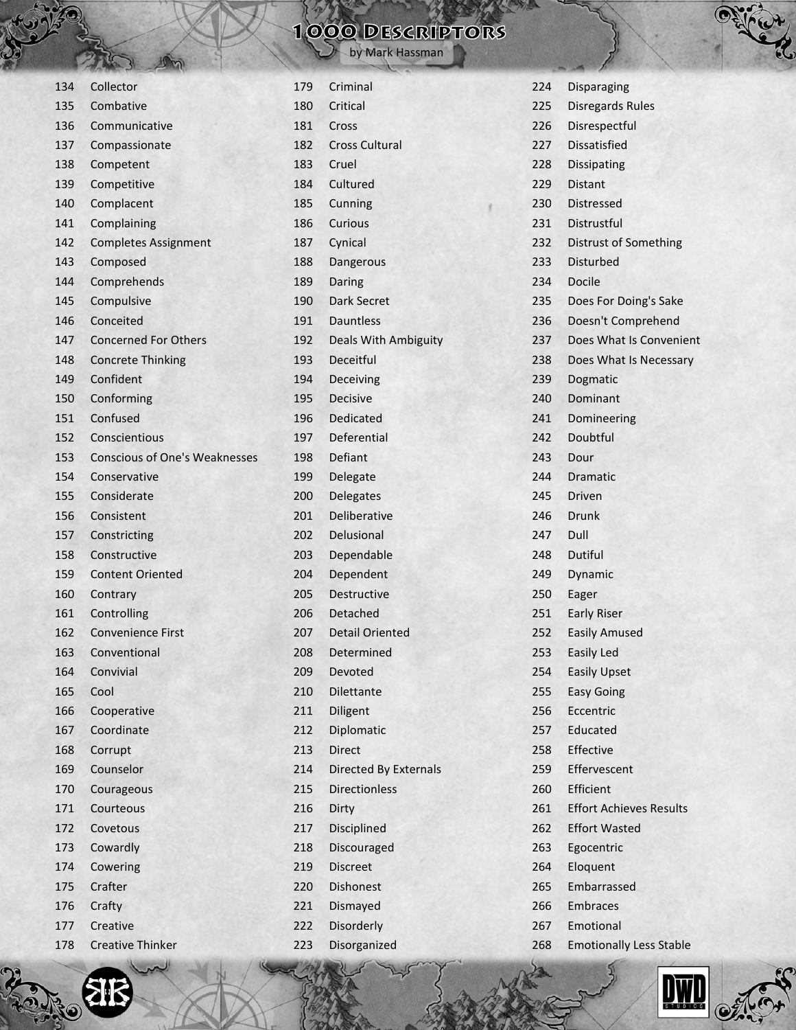134 Collector
135 Combative
136 Communicative
137 Compassionate
138 Competent
139 Competitive
140 Complacent
141 Complaining
142 Completes Assignment
143 Composed
144 Comprehends
145 Compulsive
146 Conceited
147 Concerned For Others
148 Concrete Thinking
149 Confident
150 Conforming
151 Confused
152 Conscientious
153 Conscious of One's Weaknesses
154 Conservative
155 Considerate
156 Consistent
157 Constricting
158 Constructive
159 Content Oriented
160 Contrary
161 Controlling
162 Convenience First
163 Conventional
164 Convivial
165 Cool
166 Cooperative
167 Coordinate
168 Corrupt
169 Counselor
170 Courageous
171 Courteous
172 Covetous
173 Cowardly
174 Cowering
175 Crafter
176 Crafty
177 Creative
178 Creative Thinker
179 Criminal
180 Critical
181 Cross
182 Cross Cultural
183 Cruel
184 Cultured
185 Cunning
186 Curious
187 Cynical
188 Dangerous
189 Daring
190 Dark Secret
191 Dauntless
192 Deals With Ambiguity
193 Deceitful
194 Deceiving
195 Decisive
196 Dedicated
197 Deferential
198 Defiant
199 Delegate
200 Delegates
201 Deliberative
202 Delusional
203 Dependable
204 Dependent
205 Destructive
206 Detached
207 Detail Oriented
208 Determined
209 Devoted
210 Dilettante
211 Diligent
212 Diplomatic
213 Direct
214 Directed By Externals
215 Directionless
216 Dirty
217 Disciplined
218 Discouraged
219 Discreet
220 Dishonest
221 Dismayed
222 Disorderly
223 Disorganized
224 Disparaging
225 Disregards Rules
226 Disrespectful
227 Dissatisfied
228 Dissipating
229 Distant
230 Distressed
231 Distrustful
232 Distrust of Something
233 Disturbed
234 Docile
235 Does For Doing's Sake
236 Doesn't Comprehend
237 Does What Is Convenient
238 Does What Is Necessary
239 Dogmatic
240 Dominant
241 Domineering
242 Doubtful
243 Dour
244 Dramatic
245 Driven
246 Drunk
247 Dull
248 Dutiful
249 Dynamic
250 Eager
251 Early Riser
252 Easily Amused
253 Easily Led
254 Easily Upset
255 Easy Going
256 Eccentric
257 Educated
258 Effective
259 Effervescent
260 Efficient
261 Effort Achieves Results
262 Effort Wasted
263 Egocentric
264 Eloquent
265 Embarrassed
266 Embraces
267 Emotional
268 Emotionally Less Stable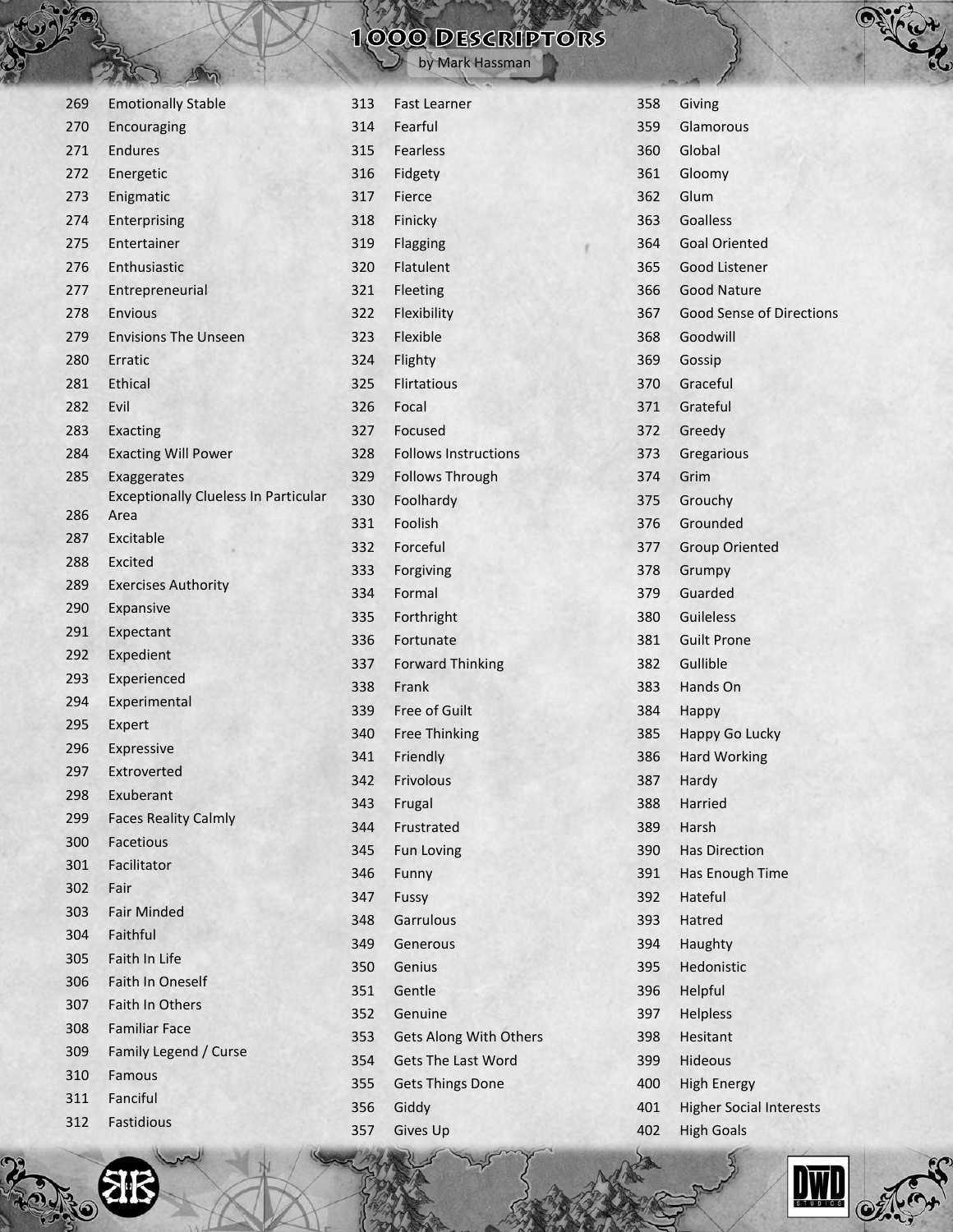269 Emotionally Stable
270 Encouraging
271 Endures
272 Energetic
273 Enigmatic
274 Enterprising
275 Entertainer
276 Enthusiastic
277 Entrepreneurial
278 Envious
279 Envisions The Unseen
280 Erratic
281 Ethical
282 Evil
283 Exacting
284 Exacting Will Power
285 Exaggerates
286 Exceptionally Clueless In Particular Area
287 Excitable
288 Excited
289 Exercises Authority
290 Expansive
291 Expectant
292 Expedient
293 Experienced
294 Experimental
295 Expert
296 Expressive
297 Extroverted
298 Exuberant
299 Faces Reality Calmly
300 Facetious
301 Facilitator
302 Fair
303 Fair Minded
304 Faithful
305 Faith In Life
306 Faith In Oneself
307 Faith In Others
308 Familiar Face
309 Family Legend / Curse
310 Famous
311 Fanciful
312 Fastidious
313 Fast Learner
314 Fearful
315 Fearless
316 Fidgety
317 Fierce
318 Finicky
319 Flagging
320 Flatulent
321 Fleeting
322 Flexibility
323 Flexible
324 Flighty
325 Flirtatious
326 Focal
327 Focused
328 Follows Instructions
329 Follows Through
330 Foolhardy
331 Foolish
332 Forceful
333 Forgiving
334 Formal
335 Forthright
336 Fortunate
337 Forward Thinking
338 Frank
339 Free of Guilt
340 Free Thinking
341 Friendly
342 Frivolous
343 Frugal
344 Frustrated
345 Fun Loving
346 Funny
347 Fussy
348 Garrulous
349 Generous
350 Genius
351 Gentle
352 Genuine
353 Gets Along With Others
354 Gets The Last Word
355 Gets Things Done
356 Giddy
357 Gives Up
358 Giving
359 Glamorous
360 Global
361 Gloomy
362 Glum
363 Goalless
364 Goal Oriented
365 Good Listener
366 Good Nature
367 Good Sense of Directions
368 Goodwill
369 Gossip
370 Graceful
371 Grateful
372 Greedy
373 Gregarious
374 Grim
375 Grouchy
376 Grounded
377 Group Oriented
378 Grumpy
379 Guarded
380 Guileless
381 Guilt Prone
382 Gullible
383 Hands On
384 Happy
385 Happy Go Lucky
386 Hard Working
387 Hardy
388 Harried
389 Harsh
390 Has Direction
391 Has Enough Time
392 Hateful
393 Hatred
394 Haughty
395 Hedonistic
396 Helpful
397 Helpless
398 Hesitant
399 Hideous
400 High Energy
401 Higher Social Interests
402 High Goals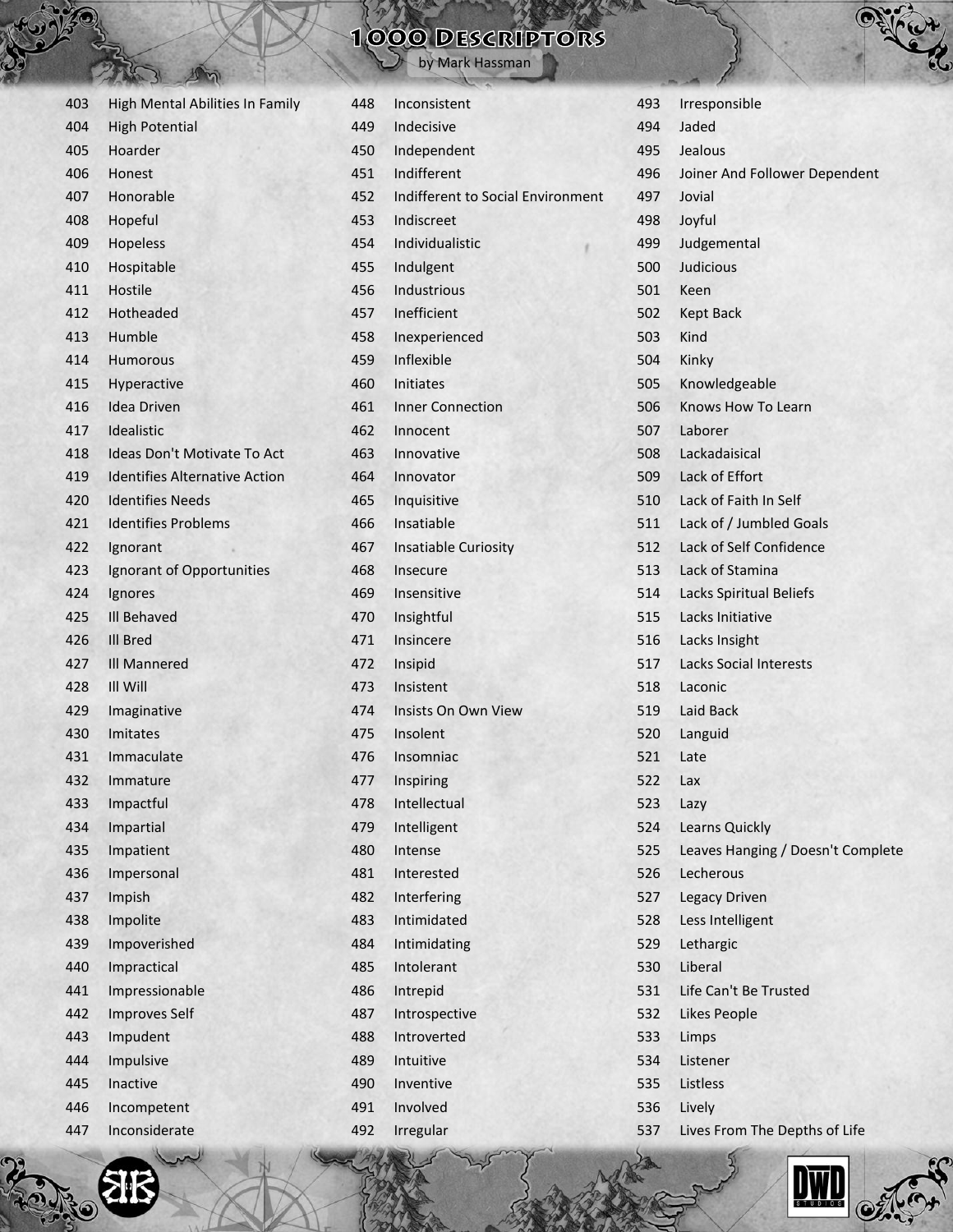403 High Mental Abilities In Family
404 High Potential
405 Hoarder
406 Honest
407 Honorable
408 Hopeful
409 Hopeless
410 Hospitable
411 Hostile
412 Hotheaded
413 Humble
414 Humorous
415 Hyperactive
416 Idea Driven
417 Idealistic
418 Ideas Don't Motivate To Act
419 Identifies Alternative Action
420 Identifies Needs
421 Identifies Problems
422 Ignorant
423 Ignorant of Opportunities
424 Ignores
425 Ill Behaved
426 Ill Bred
427 Ill Mannered
428 Ill Will
429 Imaginative
430 Imitates
431 Immaculate
432 Immature
433 Impactful
434 Impartial
435 Impatient
436 Impersonal
437 Impish
438 Impolite
439 Impoverished
440 Impractical
441 Impressionable
442 Improves Self
443 Impudent
444 Impulsive
445 Inactive
446 Incompetent
447 Inconsiderate
448 Inconsistent
449 Indecisive
450 Independent
451 Indifferent
452 Indifferent to Social Environment
453 Indiscreet
454 Individualistic
455 Indulgent
456 Industrious
457 Inefficient
458 Inexperienced
459 Inflexible
460 Initiates
461 Inner Connection
462 Innocent
463 Innovative
464 Innovator
465 Inquisitive
466 Insatiable
467 Insatiable Curiosity
468 Insecure
469 Insensitive
470 Insightful
471 Insincere
472 Insipid
473 Insistent
474 Insists On Own View
475 Insolent
476 Insomniac
477 Inspiring
478 Intellectual
479 Intelligent
480 Intense
481 Interested
482 Interfering
483 Intimidated
484 Intimidating
485 Intolerant
486 Intrepid
487 Introspective
488 Introverted
489 Intuitive
490 Inventive
491 Involved
492 Irregular
493 Irresponsible
494 Jaded
495 Jealous
496 Joiner And Follower Dependent
497 Jovial
498 Joyful
499 Judgemental
500 Judicious
501 Keen
502 Kept Back
503 Kind
504 Kinky
505 Knowledgeable
506 Knows How To Learn
507 Laborer
508 Lackadaisical
509 Lack of Effort
510 Lack of Faith In Self
511 Lack of / Jumbled Goals
512 Lack of Self Confidence
513 Lack of Stamina
514 Lacks Spiritual Beliefs
515 Lacks Initiative
516 Lacks Insight
517 Lacks Social Interests
518 Laconic
519 Laid Back
520 Languid
521 Late
522 Lax
523 Lazy
524 Learns Quickly
525 Leaves Hanging / Doesn't Complete
526 Lecherous
527 Legacy Driven
528 Less Intelligent
529 Lethargic
530 Liberal
531 Life Can't Be Trusted
532 Likes People
533 Limps
534 Listener
535 Listless
536 Lively
537 Lives From The Depths of Life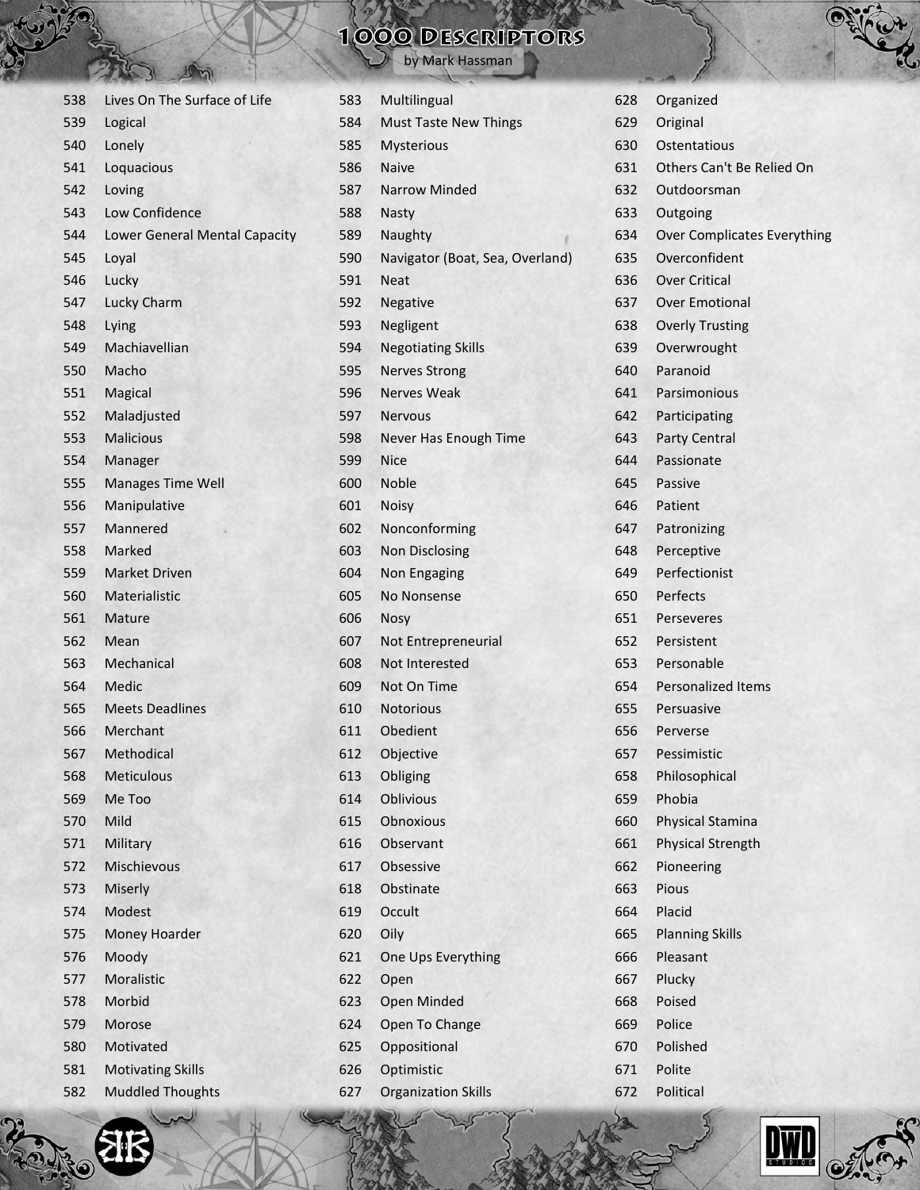538 Lives On The Surface of Life
539 Logical
540 Lonely
541 Loquacious
542 Loving
543 Low Confidence
544 Lower General Mental Capacity
545 Loyal
546 Lucky
547 Lucky Charm
548 Lying
549 Machiavellian
550 Macho
551 Magical
552 Maladjusted
553 Malicious
554 Manager
555 Manages Time Well
556 Manipulative
557 Mannered
558 Marked
559 Market Driven
560 Materialistic
561 Mature
562 Mean
563 Mechanical
564 Medic
565 Meets Deadlines
566 Merchant
567 Methodical
568 Meticulous
569 Me Too
570 Mild
571 Military
572 Mischievous
573 Miserly
574 Modest
575 Money Hoarder
576 Moody
577 Moralistic
578 Morbid
579 Morose
580 Motivated
581 Motivating Skills
582 Muddled Thoughts
583 Multilingual
584 Must Taste New Things
585 Mysterious
586 Naive
587 Narrow Minded
588 Nasty
589 Naughty
590 Navigator (Boat, Sea, Overland)
591 Neat
592 Negative
593 Negligent
594 Negotiating Skills
595 Nerves Strong
596 Nerves Weak
597 Nervous
598 Never Has Enough Time
599 Nice
600 Noble
601 Noisy
602 Nonconforming
603 Non Disclosing
604 Non Engaging
605 No Nonsense
606 Nosy
607 Not Entrepreneurial
608 Not Interested
609 Not On Time
610 Notorious
611 Obedient
612 Objective
613 Obliging
614 Oblivious
615 Obnoxious
616 Observant
617 Obsessive
618 Obstinate
619 Occult
620 Oily
621 One Ups Everything
622 Open
623 Open Minded
624 Open To Change
625 Oppositional
626 Optimistic
627 Organization Skills
628 Organized
629 Original
630 Ostentatious
631 Others Can't Be Relied On
632 Outdoorsman
633 Outgoing
634 Over Complicates Everything
635 Overconfident
636 Over Critical
637 Over Emotional
638 Overly Trusting
639 Overwrought
640 Paranoid
641 Parsimonious
642 Participating
643 Party Central
644 Passionate
645 Passive
646 Patient
647 Patronizing
648 Perceptive
649 Perfectionist
650 Perfects
651 Perseveres
652 Persistent
653 Personable
654 Personalized Items
655 Persuasive
656 Perverse
657 Pessimistic
658 Philosophical
659 Phobia
660 Physical Stamina
661 Physical Strength
662 Pioneering
663 Pious
664 Placid
665 Planning Skills
666 Pleasant
667 Plucky
668 Poised
669 Police
670 Polished
671 Polite
672 Political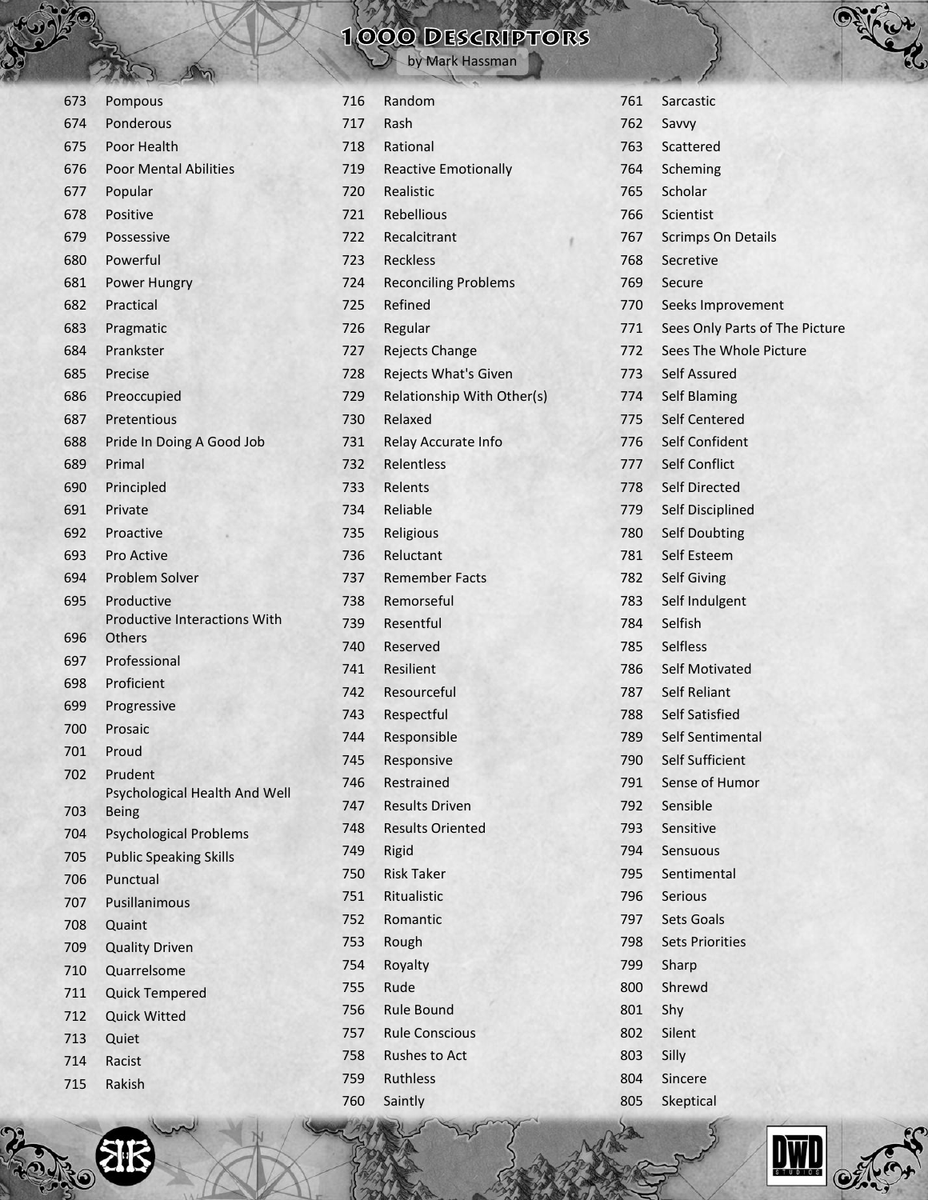673 Pompous
674 Ponderous
675 Poor Health
676 Poor Mental Abilities
677 Popular
678 Positive
679 Possessive
680 Powerful
681 Power Hungry
682 Practical
683 Pragmatic
684 Prankster
685 Precise
686 Preoccupied
687 Pretentious
688 Pride In Doing A Good Job
689 Primal
690 Principled
691 Private
692 Proactive
693 Pro Active
694 Problem Solver
695 Productive
696 Productive Interactions With Others
697 Professional
698 Proficient
699 Progressive
700 Prosaic
701 Proud
702 Prudent
703 Psychological Health And Well Being
704 Psychological Problems
705 Public Speaking Skills
706 Punctual
707 Pusillanimous
708 Quaint
709 Quality Driven
710 Quarrelsome
711 Quick Tempered
712 Quick Witted
713 Quiet
714 Racist
715 Rakish
716 Random
717 Rash
718 Rational
719 Reactive Emotionally
720 Realistic
721 Rebellious
722 Recalcitrant
723 Reckless
724 Reconciling Problems
725 Refined
726 Regular
727 Rejects Change
728 Rejects What's Given
729 Relationship With Other(s)
730 Relaxed
731 Relay Accurate Info
732 Relentless
733 Relents
734 Reliable
735 Religious
736 Reluctant
737 Remember Facts
738 Remorseful
739 Resentful
740 Reserved
741 Resilient
742 Resourceful
743 Respectful
744 Responsible
745 Responsive
746 Restrained
747 Results Driven
748 Results Oriented
749 Rigid
750 Risk Taker
751 Ritualistic
752 Romantic
753 Rough
754 Royalty
755 Rude
756 Rule Bound
757 Rule Conscious
758 Rushes to Act
759 Ruthless
760 Saintly
761 Sarcastic
762 Savvy
763 Scattered
764 Scheming
765 Scholar
766 Scientist
767 Scrimps On Details
768 Secretive
769 Secure
770 Seeks Improvement
771 Sees Only Parts of The Picture
772 Sees The Whole Picture
773 Self Assured
774 Self Blaming
775 Self Centered
776 Self Confident
777 Self Conflict
778 Self Directed
779 Self Disciplined
780 Self Doubting
781 Self Esteem
782 Self Giving
783 Self Indulgent
784 Selfish
785 Selfless
786 Self Motivated
787 Self Reliant
788 Self Satisfied
789 Self Sentimental
790 Self Sufficient
791 Sense of Humor
792 Sensible
793 Sensitive
794 Sensuous
795 Sentimental
796 Serious
797 Sets Goals
798 Sets Priorities
799 Sharp
800 Shrewd
801 Shy
802 Silent
803 Silly
804 Sincere
805 Skeptical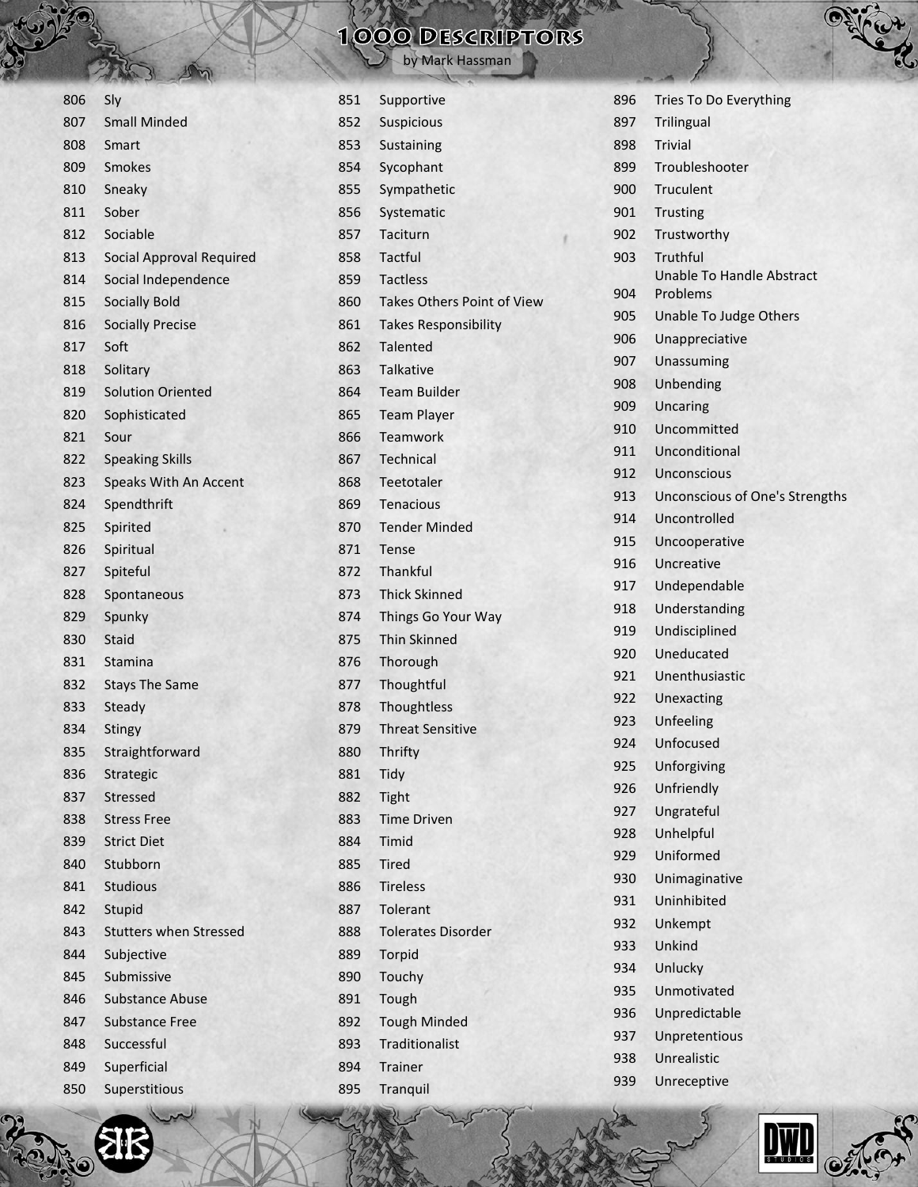806 Sly
807 Small Minded
808 Smart
809 Smokes
810 Sneaky
811 Sober
812 Sociable
813 Social Approval Required
814 Social Independence
815 Socially Bold
816 Socially Precise
817 Soft
818 Solitary
819 Solution Oriented
820 Sophisticated
821 Sour
822 Speaking Skills
823 Speaks With An Accent
824 Spendthrift
825 Spirited
826 Spiritual
827 Spiteful
828 Spontaneous
829 Spunky
830 Staid
831 Stamina
832 Stays The Same
833 Steady
834 Stingy
835 Straightforward
836 Strategic
837 Stressed
838 Stress Free
839 Strict Diet
840 Stubborn
841 Studious
842 Stupid
843 Stutters when Stressed
844 Subjective
845 Submissive
846 Substance Abuse
847 Substance Free
848 Successful
849 Superficial
850 Superstitious
851 Supportive
852 Suspicious
853 Sustaining
854 Sycophant
855 Sympathetic
856 Systematic
857 Taciturn
858 Tactful
859 Tactless
860 Takes Others Point of View
861 Takes Responsibility
862 Talented
863 Talkative
864 Team Builder
865 Team Player
866 Teamwork
867 Technical
868 Teetotaler
869 Tenacious
870 Tender Minded
871 Tense
872 Thankful
873 Thick Skinned
874 Things Go Your Way
875 Thin Skinned
876 Thorough
877 Thoughtful
878 Thoughtless
879 Threat Sensitive
880 Thrifty
881 Tidy
882 Tight
883 Time Driven
884 Timid
885 Tired
886 Tireless
887 Tolerant
888 Tolerates Disorder
889 Torpid
890 Touchy
891 Tough
892 Tough Minded
893 Traditionalist
894 Trainer
895 Tranquil
896 Tries To Do Everything
897 Trilingual
898 Trivial
899 Troubleshooter
900 Truculent
901 Trusting
902 Trustworthy
903 Truthful
904 Unable To Handle Abstract Problems
905 Unable To Judge Others
906 Unappreciative
907 Unassuming
908 Unbending
909 Uncaring
910 Uncommitted
911 Unconditional
912 Unconscious
913 Unconscious of One's Strengths
914 Uncontrolled
915 Uncooperative
916 Uncreative
917 Undependable
918 Understanding
919 Undisciplined
920 Uneducated
921 Unenthusiastic
922 Unexacting
923 Unfeeling
924 Unfocused
925 Unforgiving
926 Unfriendly
927 Ungrateful
928 Unhelpful
929 Uniformed
930 Unimaginative
931 Uninhibited
932 Unkempt
933 Unkind
934 Unlucky
935 Unmotivated
936 Unpredictable
937 Unpretentious
938 Unrealistic
939 Unreceptive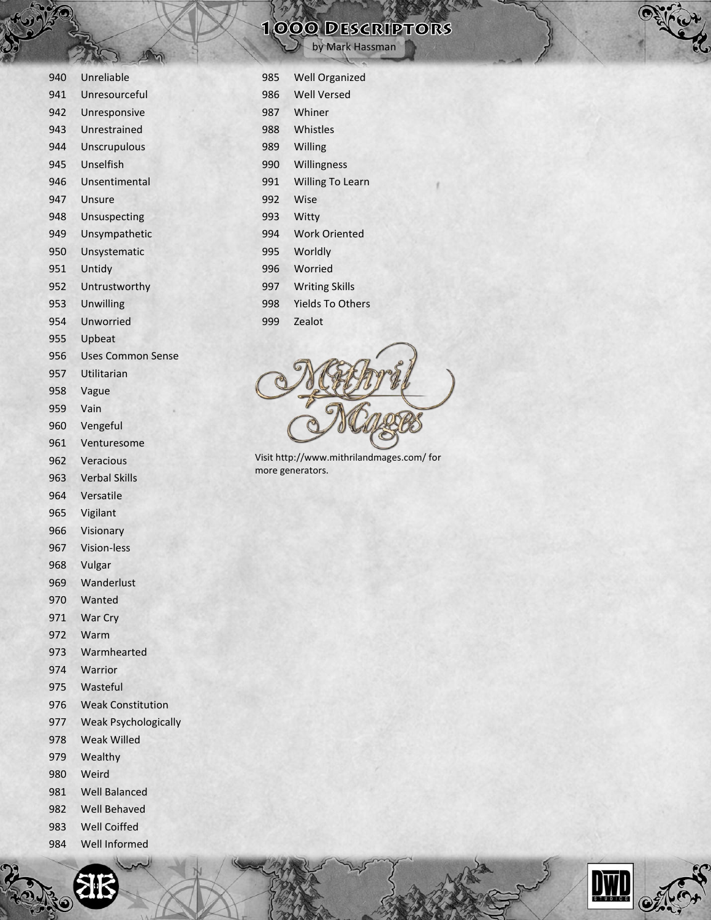| | |
|---|---|
| 940 | Unreliable |
| 941 | Unresourceful |
| 942 | Unresponsive |
| 943 | Unrestrained |
| 944 | Unscrupulous |
| 945 | Unselfish |
| 946 | Unsentimental |
| 947 | Unsure |
| 948 | Unsuspecting |
| 949 | Unsympathetic |
| 950 | Unsystematic |
| 951 | Untidy |
| 952 | Untrustworthy |
| 953 | Unwilling |
| 954 | Unworried |
| 955 | Upbeat |
| 956 | Uses Common Sense |
| 957 | Utilitarian |
| 958 | Vague |
| 959 | Vain |
| 960 | Vengeful |
| 961 | Venturesome |
| 962 | Veracious |
| 963 | Verbal Skills |
| 964 | Versatile |
| 965 | Vigilant |
| 966 | Visionary |
| 967 | Vision-less |
| 968 | Vulgar |
| 969 | Wanderlust |
| 970 | Wanted |
| 971 | War Cry |
| 972 | Warm |
| 973 | Warmhearted |
| 974 | Warrior |
| 975 | Wasteful |
| 976 | Weak Constitution |
| 977 | Weak Psychologically |
| 978 | Weak Willed |
| 979 | Wealthy |
| 980 | Weird |
| 981 | Well Balanced |
| 982 | Well Behaved |
| 983 | Well Coiffed |
| 984 | Well Informed |
| 985 | Well Organized |
| 986 | Well Versed |
| 987 | Whiner |
| 988 | Whistles |
| 989 | Willing |
| 990 | Willingness |
| 991 | Willing To Learn |
| 992 | Wise |
| 993 | Witty |
| 994 | Work Oriented |
| 995 | Worldly |
| 996 | Worried |
| 997 | Writing Skills |
| 998 | Yields To Others |
| 999 | Zealot |

Mithril Mages

Visit http://www.mithrilandmages.com/ for more generators.